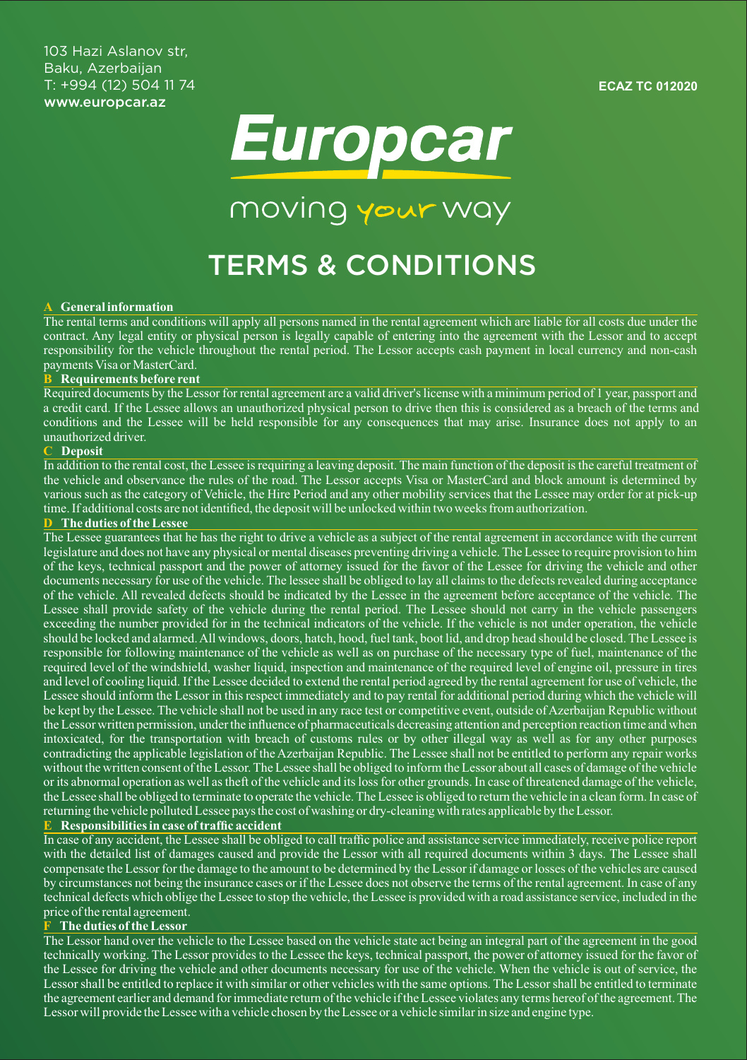103 Hazi Aslanov str,
Baku, Azerbaijan
T: +994 (12) 504 11 74
**www.europcar.az**

**ECAZ TC 012020**

# Europcar

moving your way

# TERMS & CONDITIONS

## A General information

The rental terms and conditions will apply all persons named in the rental agreement which are liable for all costs due under the contract. Any legal entity or physical person is legally capable of entering into the agreement with the Lessor and to accept responsibility for the vehicle throughout the rental period. The Lessor accepts cash payment in local currency and non-cash payments Visa or MasterCard.

## B Requirements before rent

Required documents by the Lessor for rental agreement are a valid driver's license with a minimum period of 1 year, passport and a credit card. If the Lessee allows an unauthorized physical person to drive then this is considered as a breach of the terms and conditions and the Lessee will be held responsible for any consequences that may arise. Insurance does not apply to an unauthorized driver.

## C Deposit

In addition to the rental cost, the Lessee is requiring a leaving deposit. The main function of the deposit is the careful treatment of the vehicle and observance the rules of the road. The Lessor accepts Visa or MasterCard and block amount is determined by various such as the category of Vehicle, the Hire Period and any other mobility services that the Lessee may order for at pick-up time. If additional costs are not identified, the deposit will be unlocked within two weeks from authorization.

## D The duties of the Lessee

The Lessee guarantees that he has the right to drive a vehicle as a subject of the rental agreement in accordance with the current legislature and does not have any physical or mental diseases preventing driving a vehicle. The Lessee to require provision to him of the keys, technical passport and the power of attorney issued for the favor of the Lessee for driving the vehicle and other documents necessary for use of the vehicle. The lessee shall be obliged to lay all claims to the defects revealed during acceptance of the vehicle. All revealed defects should be indicated by the Lessee in the agreement before acceptance of the vehicle. The Lessee shall provide safety of the vehicle during the rental period. The Lessee should not carry in the vehicle passengers exceeding the number provided for in the technical indicators of the vehicle. If the vehicle is not under operation, the vehicle should be locked and alarmed. All windows, doors, hatch, hood, fuel tank, boot lid, and drop head should be closed. The Lessee is responsible for following maintenance of the vehicle as well as on purchase of the necessary type of fuel, maintenance of the required level of the windshield, washer liquid, inspection and maintenance of the required level of engine oil, pressure in tires and level of cooling liquid. If the Lessee decided to extend the rental period agreed by the rental agreement for use of vehicle, the Lessee should inform the Lessor in this respect immediately and to pay rental for additional period during which the vehicle will be kept by the Lessee. The vehicle shall not be used in any race test or competitive event, outside of Azerbaijan Republic without the Lessor written permission, under the influence of pharmaceuticals decreasing attention and perception reaction time and when intoxicated, for the transportation with breach of customs rules or by other illegal way as well as for any other purposes contradicting the applicable legislation of the Azerbaijan Republic. The Lessee shall not be entitled to perform any repair works without the written consent of the Lessor. The Lessee shall be obliged to inform the Lessor about all cases of damage of the vehicle or its abnormal operation as well as theft of the vehicle and its loss for other grounds. In case of threatened damage of the vehicle, the Lessee shall be obliged to terminate to operate the vehicle. The Lessee is obliged to return the vehicle in a clean form. In case of returning the vehicle polluted Lessee pays the cost of washing or dry-cleaning with rates applicable by the Lessor.

## E Responsibilities in case of traffic accident

In case of any accident, the Lessee shall be obliged to call traffic police and assistance service immediately, receive police report with the detailed list of damages caused and provide the Lessor with all required documents within 3 days. The Lessee shall compensate the Lessor for the damage to the amount to be determined by the Lessor if damage or losses of the vehicles are caused by circumstances not being the insurance cases or if the Lessee does not observe the terms of the rental agreement. In case of any technical defects which oblige the Lessee to stop the vehicle, the Lessee is provided with a road assistance service, included in the price of the rental agreement.

## F The duties of the Lessor

The Lessor hand over the vehicle to the Lessee based on the vehicle state act being an integral part of the agreement in the good technically working. The Lessor provides to the Lessee the keys, technical passport, the power of attorney issued for the favor of the Lessee for driving the vehicle and other documents necessary for use of the vehicle. When the vehicle is out of service, the Lessor shall be entitled to replace it with similar or other vehicles with the same options. The Lessor shall be entitled to terminate the agreement earlier and demand for immediate return of the vehicle if the Lessee violates any terms hereof of the agreement. The Lessor will provide the Lessee with a vehicle chosen by the Lessee or a vehicle similar in size and engine type.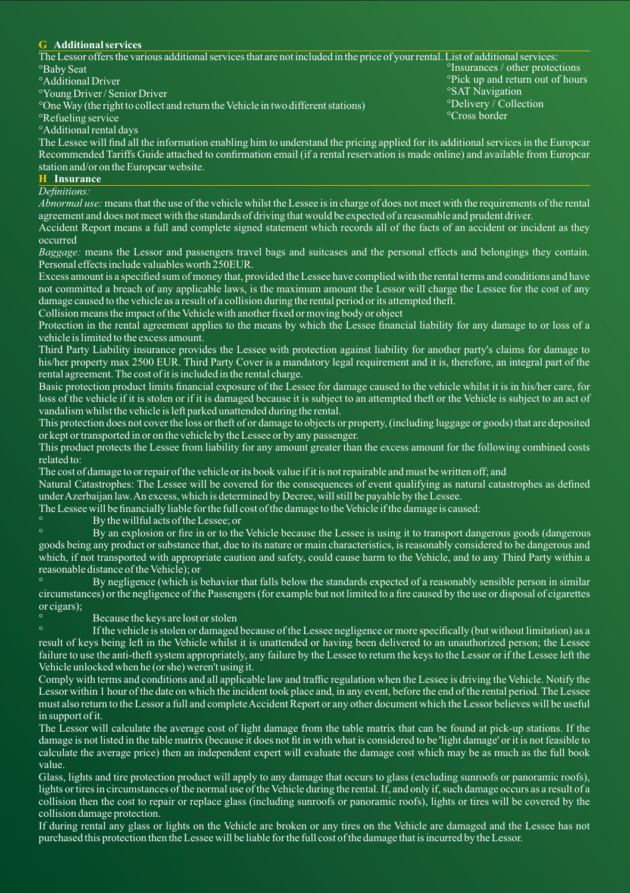## G Additional services

The Lessor offers the various additional services that are not included in the price of your rental. List of additional services:

°Baby Seat
°Additional Driver
°Young Driver / Senior Driver
°One Way (the right to collect and return the Vehicle in two different stations)
°Refueling service
°Additional rental days
°Insurances / other protections
°Pick up and return out of hours
°SAT Navigation
°Delivery / Collection
°Cross border

The Lessee will find all the information enabling him to understand the pricing applied for its additional services in the Europcar Recommended Tariffs Guide attached to confirmation email (if a rental reservation is made online) and available from Europcar station and/or on the Europcar website.

## H Insurance

*Definitions:*

*Abnormal use:* means that the use of the vehicle whilst the Lessee is in charge of does not meet with the requirements of the rental agreement and does not meet with the standards of driving that would be expected of a reasonable and prudent driver.

Accident Report means a full and complete signed statement which records all of the facts of an accident or incident as they occurred

*Baggage:* means the Lessor and passengers travel bags and suitcases and the personal effects and belongings they contain. Personal effects include valuables worth 250EUR.

Excess amount is a specified sum of money that, provided the Lessee have complied with the rental terms and conditions and have not committed a breach of any applicable laws, is the maximum amount the Lessor will charge the Lessee for the cost of any damage caused to the vehicle as a result of a collision during the rental period or its attempted theft.

Collision means the impact of the Vehicle with another fixed or moving body or object

Protection in the rental agreement applies to the means by which the Lessee financial liability for any damage to or loss of a vehicle is limited to the excess amount.

Third Party Liability insurance provides the Lessee with protection against liability for another party's claims for damage to his/her property max 2500 EUR. Third Party Cover is a mandatory legal requirement and it is, therefore, an integral part of the rental agreement. The cost of it is included in the rental charge.

Basic protection product limits financial exposure of the Lessee for damage caused to the vehicle whilst it is in his/her care, for loss of the vehicle if it is stolen or if it is damaged because it is subject to an attempted theft or the Vehicle is subject to an act of vandalism whilst the vehicle is left parked unattended during the rental.

This protection does not cover the loss or theft of or damage to objects or property, (including luggage or goods) that are deposited or kept or transported in or on the vehicle by the Lessee or by any passenger.

This product protects the Lessee from liability for any amount greater than the excess amount for the following combined costs related to:

The cost of damage to or repair of the vehicle or its book value if it is not repairable and must be written off; and

Natural Catastrophes: The Lessee will be covered for the consequences of event qualifying as natural catastrophes as defined under Azerbaijan law. An excess, which is determined by Decree, will still be payable by the Lessee.

The Lessee will be financially liable for the full cost of the damage to the Vehicle if the damage is caused:

° By the willful acts of the Lessee; or

° By an explosion or fire in or to the Vehicle because the Lessee is using it to transport dangerous goods (dangerous goods being any product or substance that, due to its nature or main characteristics, is reasonably considered to be dangerous and which, if not transported with appropriate caution and safety, could cause harm to the Vehicle, and to any Third Party within a reasonable distance of the Vehicle); or

° By negligence (which is behavior that falls below the standards expected of a reasonably sensible person in similar circumstances) or the negligence of the Passengers (for example but not limited to a fire caused by the use or disposal of cigarettes or cigars);

° Because the keys are lost or stolen

° If the vehicle is stolen or damaged because of the Lessee negligence or more specifically (but without limitation) as a result of keys being left in the Vehicle whilst it is unattended or having been delivered to an unauthorized person; the Lessee failure to use the anti-theft system appropriately, any failure by the Lessee to return the keys to the Lessor or if the Lessee left the Vehicle unlocked when he (or she) weren't using it.

Comply with terms and conditions and all applicable law and traffic regulation when the Lessee is driving the Vehicle. Notify the Lessor within 1 hour of the date on which the incident took place and, in any event, before the end of the rental period. The Lessee must also return to the Lessor a full and complete Accident Report or any other document which the Lessor believes will be useful in support of it.

The Lessor will calculate the average cost of light damage from the table matrix that can be found at pick-up stations. If the damage is not listed in the table matrix (because it does not fit in with what is considered to be 'light damage' or it is not feasible to calculate the average price) then an independent expert will evaluate the damage cost which may be as much as the full book value.

Glass, lights and tire protection product will apply to any damage that occurs to glass (excluding sunroofs or panoramic roofs), lights or tires in circumstances of the normal use of the Vehicle during the rental. If, and only if, such damage occurs as a result of a collision then the cost to repair or replace glass (including sunroofs or panoramic roofs), lights or tires will be covered by the collision damage protection.

If during rental any glass or lights on the Vehicle are broken or any tires on the Vehicle are damaged and the Lessee has not purchased this protection then the Lessee will be liable for the full cost of the damage that is incurred by the Lessor.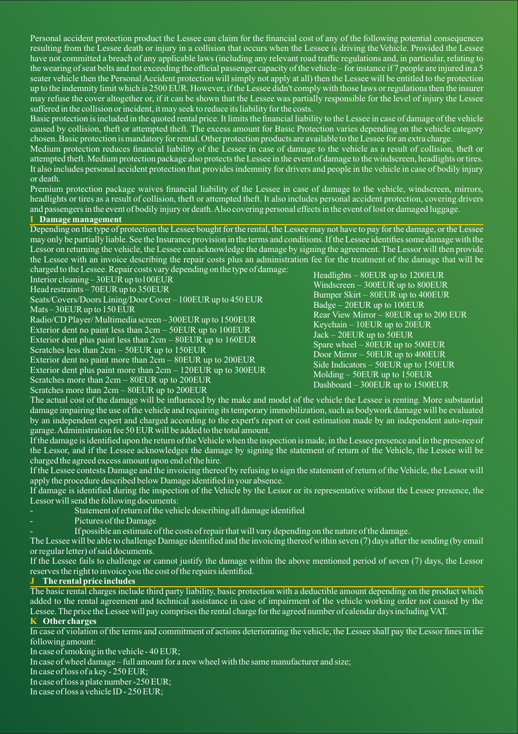Personal accident protection product the Lessee can claim for the financial cost of any of the following potential consequences resulting from the Lessee death or injury in a collision that occurs when the Lessee is driving the Vehicle. Provided the Lessee have not committed a breach of any applicable laws (including any relevant road traffic regulations and, in particular, relating to the wearing of seat belts and not exceeding the official passenger capacity of the vehicle – for instance if 7 people are injured in a 5 seater vehicle then the Personal Accident protection will simply not apply at all) then the Lessee will be entitled to the protection up to the indemnity limit which is 2500 EUR. However, if the Lessee didn't comply with those laws or regulations then the insurer may refuse the cover altogether or, if it can be shown that the Lessee was partially responsible for the level of injury the Lessee suffered in the collision or incident, it may seek to reduce its liability for the costs.

Basic protection is included in the quoted rental price. It limits the financial liability to the Lessee in case of damage of the vehicle caused by collision, theft or attempted theft. The excess amount for Basic Protection varies depending on the vehicle category chosen. Basic protection is mandatory for rental. Other protection products are available to the Lessee for an extra charge.

Medium protection reduces financial liability of the Lessee in case of damage to the vehicle as a result of collision, theft or attempted theft. Medium protection package also protects the Lessee in the event of damage to the windscreen, headlights or tires. It also includes personal accident protection that provides indemnity for drivers and people in the vehicle in case of bodily injury or death.

Premium protection package waives financial liability of the Lessee in case of damage to the vehicle, windscreen, mirrors, headlights or tires as a result of collision, theft or attempted theft. It also includes personal accident protection, covering drivers and passengers in the event of bodily injury or death. Also covering personal effects in the event of lost or damaged luggage.

## I Damage management

Depending on the type of protection the Lessee bought for the rental, the Lessee may not have to pay for the damage, or the Lessee may only be partially liable. See the Insurance provision in the terms and conditions. If the Lessee identifies some damage with the Lessor on returning the vehicle, the Lessee can acknowledge the damage by signing the agreement. The Lessor will then provide the Lessee with an invoice describing the repair costs plus an administration fee for the treatment of the damage that will be charged to the Lessee. Repair costs vary depending on the type of damage:

Interior cleaning – 30EUR up to100EUR
Head restraints – 70EUR up to 350EUR
Seats/Covers/Doors Lining/Door Cover – 100EUR up to 450 EUR
Mats – 30EUR up to 150 EUR
Radio/CD Player/ Multimedia screen – 300EUR up to 1500EUR
Exterior dent no paint less than 2cm – 50EUR up to 100EUR
Exterior dent plus paint less than 2cm – 80EUR up to 160EUR
Scratches less than 2cm – 50EUR up to 150EUR
Exterior dent no paint more than 2cm – 80EUR up to 200EUR
Exterior dent plus paint more than 2cm – 120EUR up to 300EUR
Scratches more than 2cm – 80EUR up to 200EUR
Scratches more than 2cm – 80EUR up to 200EUR
Headlights – 80EUR up to 1200EUR
Windscreen – 300EUR up to 800EUR
Bumper Skirt – 80EUR up to 400EUR
Badge – 20EUR up to 100EUR
Rear View Mirror – 80EUR up to 200 EUR
Keychain – 10EUR up to 20EUR
Jack – 20EUR up to 50EUR
Spare wheel – 80EUR up to 500EUR
Door Mirror – 50EUR up to 400EUR
Side Indicators – 50EUR up to 150EUR
Molding – 50EUR up to 150EUR
Dashboard – 300EUR up to 1500EUR

The actual cost of the damage will be influenced by the make and model of the vehicle the Lessee is renting. More substantial damage impairing the use of the vehicle and requiring its temporary immobilization, such as bodywork damage will be evaluated by an independent expert and charged according to the expert's report or cost estimation made by an independent auto-repair garage. Administration fee 50 EUR will be added to the total amount.

If the damage is identified upon the return of the Vehicle when the inspection is made, in the Lessee presence and in the presence of the Lessor, and if the Lessee acknowledges the damage by signing the statement of return of the Vehicle, the Lessee will be charged the agreed excess amount upon end of the hire.

If the Lessee contests Damage and the invoicing thereof by refusing to sign the statement of return of the Vehicle, the Lessor will apply the procedure described below Damage identified in your absence.

If damage is identified during the inspection of the Vehicle by the Lessor or its representative without the Lessee presence, the Lessor will send the following documents:

- Statement of return of the vehicle describing all damage identified
- Pictures of the Damage
- If possible an estimate of the costs of repair that will vary depending on the nature of the damage.

The Lessee will be able to challenge Damage identified and the invoicing thereof within seven (7) days after the sending (by email or regular letter) of said documents.

If the Lessee fails to challenge or cannot justify the damage within the above mentioned period of seven (7) days, the Lessor reserves the right to invoice you the cost of the repairs identified.

## J The rental price includes

The basic rental charges include third party liability, basic protection with a deductible amount depending on the product which added to the rental agreement and technical assistance in case of impairment of the vehicle working order not caused by the Lessee. The price the Lessee will pay comprises the rental charge for the agreed number of calendar days including VAT.

## K Other charges

In case of violation of the terms and commitment of actions deteriorating the vehicle, the Lessee shall pay the Lessor fines in the following amount:

In case of smoking in the vehicle - 40 EUR;
In case of wheel damage – full amount for a new wheel with the same manufacturer and size;
In case of loss of a key - 250 EUR;
In case of loss a plate number -250 EUR;
In case of loss a vehicle ID - 250 EUR;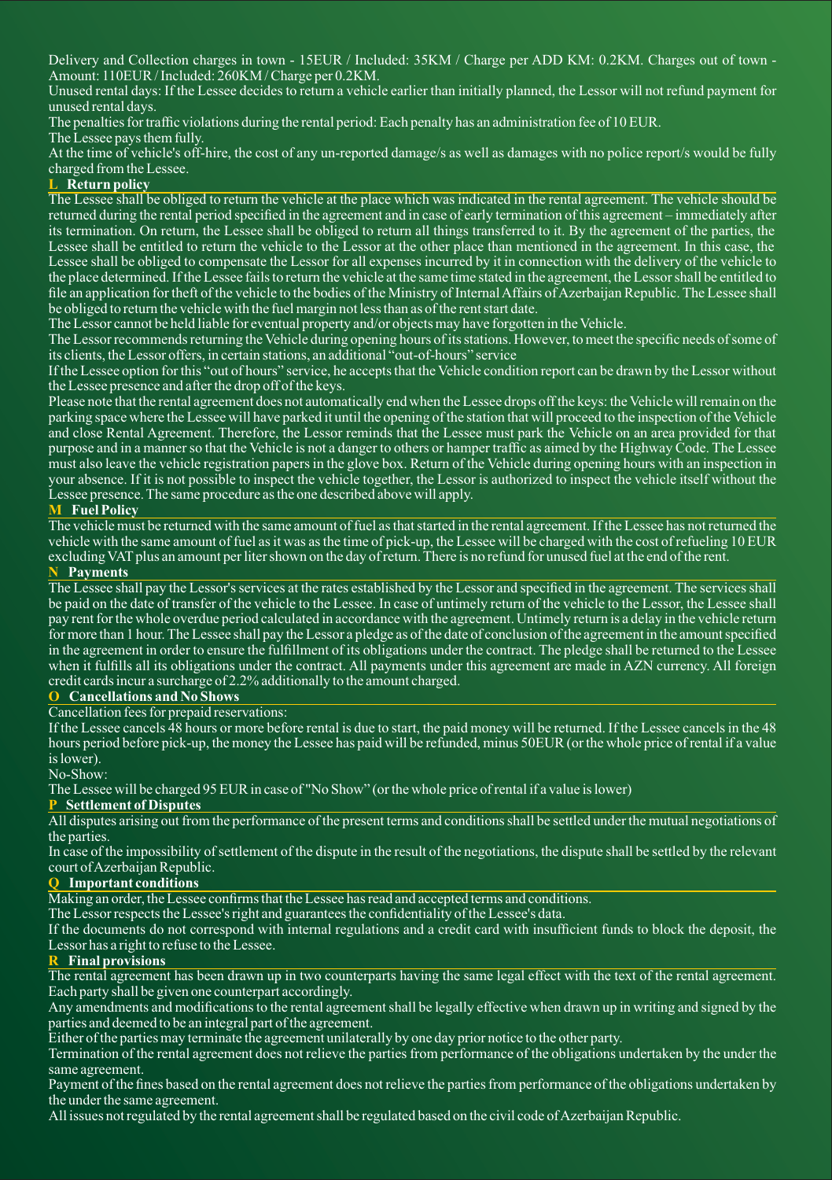Delivery and Collection charges in town - 15EUR / Included: 35KM / Charge per ADD KM: 0.2KM. Charges out of town - Amount: 110EUR / Included: 260KM / Charge per 0.2KM.

Unused rental days: If the Lessee decides to return a vehicle earlier than initially planned, the Lessor will not refund payment for unused rental days.

The penalties for traffic violations during the rental period: Each penalty has an administration fee of 10 EUR.

The Lessee pays them fully.

At the time of vehicle's off-hire, the cost of any un-reported damage/s as well as damages with no police report/s would be fully charged from the Lessee.

## L Return policy

The Lessee shall be obliged to return the vehicle at the place which was indicated in the rental agreement. The vehicle should be returned during the rental period specified in the agreement and in case of early termination of this agreement – immediately after its termination. On return, the Lessee shall be obliged to return all things transferred to it. By the agreement of the parties, the Lessee shall be entitled to return the vehicle to the Lessor at the other place than mentioned in the agreement. In this case, the Lessee shall be obliged to compensate the Lessor for all expenses incurred by it in connection with the delivery of the vehicle to the place determined. If the Lessee fails to return the vehicle at the same time stated in the agreement, the Lessor shall be entitled to file an application for theft of the vehicle to the bodies of the Ministry of Internal Affairs of Azerbaijan Republic. The Lessee shall be obliged to return the vehicle with the fuel margin not less than as of the rent start date.

The Lessor cannot be held liable for eventual property and/or objects may have forgotten in the Vehicle.

The Lessor recommends returning the Vehicle during opening hours of its stations. However, to meet the specific needs of some of its clients, the Lessor offers, in certain stations, an additional "out-of-hours" service

If the Lessee option for this "out of hours" service, he accepts that the Vehicle condition report can be drawn by the Lessor without the Lessee presence and after the drop off of the keys.

Please note that the rental agreement does not automatically end when the Lessee drops off the keys: the Vehicle will remain on the parking space where the Lessee will have parked it until the opening of the station that will proceed to the inspection of the Vehicle and close Rental Agreement. Therefore, the Lessor reminds that the Lessee must park the Vehicle on an area provided for that purpose and in a manner so that the Vehicle is not a danger to others or hamper traffic as aimed by the Highway Code. The Lessee must also leave the vehicle registration papers in the glove box. Return of the Vehicle during opening hours with an inspection in your absence. If it is not possible to inspect the vehicle together, the Lessor is authorized to inspect the vehicle itself without the Lessee presence. The same procedure as the one described above will apply.

## M Fuel Policy

The vehicle must be returned with the same amount of fuel as that started in the rental agreement. If the Lessee has not returned the vehicle with the same amount of fuel as it was as the time of pick-up, the Lessee will be charged with the cost of refueling 10 EUR excluding VAT plus an amount per liter shown on the day of return. There is no refund for unused fuel at the end of the rent.

## N Payments

The Lessee shall pay the Lessor's services at the rates established by the Lessor and specified in the agreement. The services shall be paid on the date of transfer of the vehicle to the Lessee. In case of untimely return of the vehicle to the Lessor, the Lessee shall pay rent for the whole overdue period calculated in accordance with the agreement. Untimely return is a delay in the vehicle return for more than 1 hour. The Lessee shall pay the Lessor a pledge as of the date of conclusion of the agreement in the amount specified in the agreement in order to ensure the fulfillment of its obligations under the contract. The pledge shall be returned to the Lessee when it fulfills all its obligations under the contract. All payments under this agreement are made in AZN currency. All foreign credit cards incur a surcharge of 2.2% additionally to the amount charged.

## O Cancellations and No Shows

Cancellation fees for prepaid reservations:

If the Lessee cancels 48 hours or more before rental is due to start, the paid money will be returned. If the Lessee cancels in the 48 hours period before pick-up, the money the Lessee has paid will be refunded, minus 50EUR (or the whole price of rental if a value is lower).

No-Show:

The Lessee will be charged 95 EUR in case of "No Show" (or the whole price of rental if a value is lower)

## P Settlement of Disputes

All disputes arising out from the performance of the present terms and conditions shall be settled under the mutual negotiations of the parties.

In case of the impossibility of settlement of the dispute in the result of the negotiations, the dispute shall be settled by the relevant court of Azerbaijan Republic.

## Q Important conditions

Making an order, the Lessee confirms that the Lessee has read and accepted terms and conditions.

The Lessor respects the Lessee's right and guarantees the confidentiality of the Lessee's data.

If the documents do not correspond with internal regulations and a credit card with insufficient funds to block the deposit, the Lessor has a right to refuse to the Lessee.

## R Final provisions

The rental agreement has been drawn up in two counterparts having the same legal effect with the text of the rental agreement. Each party shall be given one counterpart accordingly.

Any amendments and modifications to the rental agreement shall be legally effective when drawn up in writing and signed by the parties and deemed to be an integral part of the agreement.

Either of the parties may terminate the agreement unilaterally by one day prior notice to the other party.

Termination of the rental agreement does not relieve the parties from performance of the obligations undertaken by the under the same agreement.

Payment of the fines based on the rental agreement does not relieve the parties from performance of the obligations undertaken by the under the same agreement.

All issues not regulated by the rental agreement shall be regulated based on the civil code of Azerbaijan Republic.